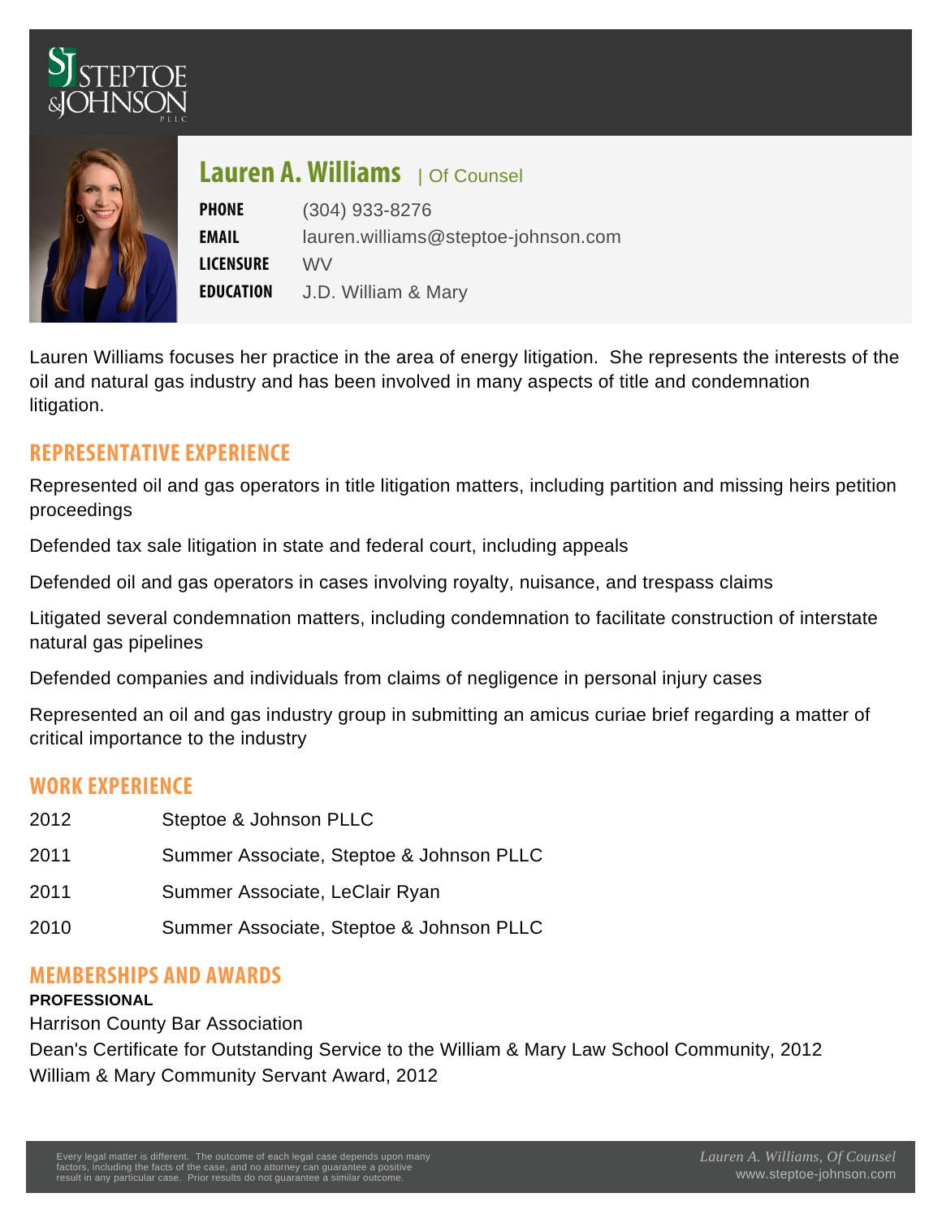# Lauren A. Williams | Of Counsel

**PHONE** (304) 933-8276

**EMAIL** lauren.williams@steptoe-johnson.com

**LICENSURE** WV

**EDUCATION** J.D. William & Mary

Lauren Williams focuses her practice in the area of energy litigation. She represents the interests of the oil and natural gas industry and has been involved in many aspects of title and condemnation litigation.

## REPRESENTATIVE EXPERIENCE

Represented oil and gas operators in title litigation matters, including partition and missing heirs petition proceedings

Defended tax sale litigation in state and federal court, including appeals

Defended oil and gas operators in cases involving royalty, nuisance, and trespass claims

Litigated several condemnation matters, including condemnation to facilitate construction of interstate natural gas pipelines

Defended companies and individuals from claims of negligence in personal injury cases

Represented an oil and gas industry group in submitting an amicus curiae brief regarding a matter of critical importance to the industry

## WORK EXPERIENCE

| | |
|---|---|
| 2012 | Steptoe & Johnson PLLC |
| 2011 | Summer Associate, Steptoe & Johnson PLLC |
| 2011 | Summer Associate, LeClair Ryan |
| 2010 | Summer Associate, Steptoe & Johnson PLLC |

## MEMBERSHIPS AND AWARDS

**PROFESSIONAL**

Harrison County Bar Association

Dean's Certificate for Outstanding Service to the William & Mary Law School Community, 2012

William & Mary Community Servant Award, 2012

Every legal matter is different. The outcome of each legal case depends upon many factors, including the facts of the case, and no attorney can guarantee a positive result in any particular case. Prior results do not guarantee a similar outcome.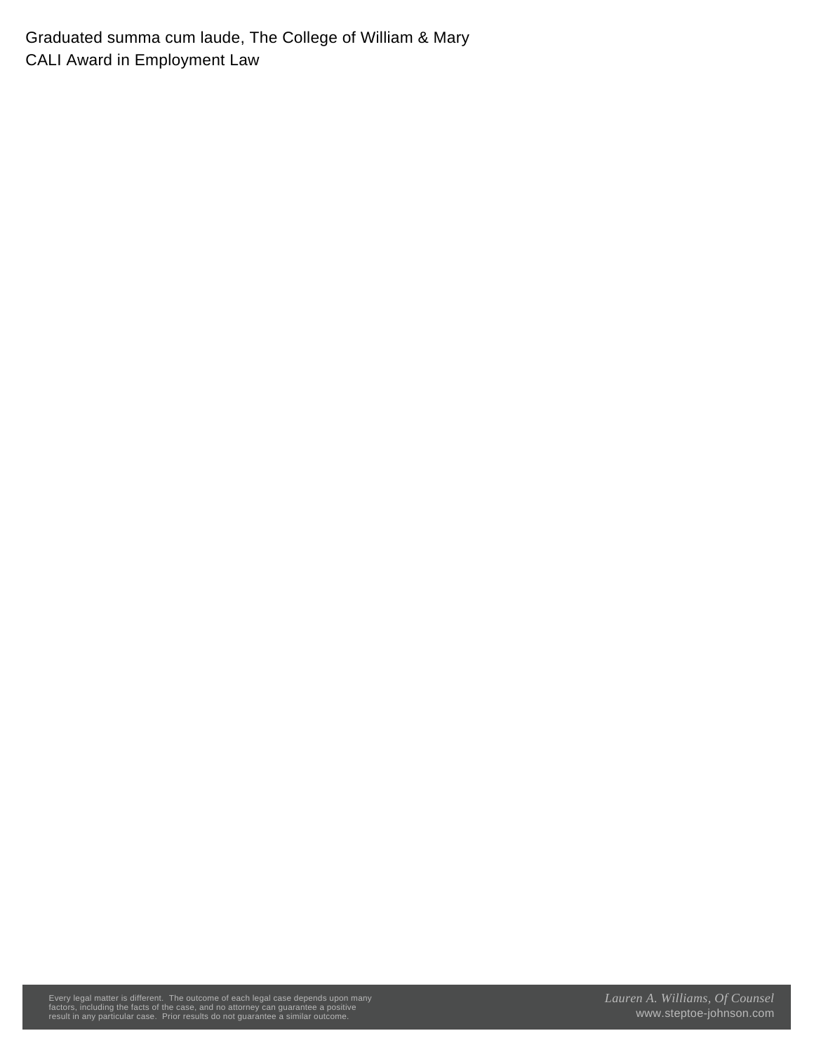Graduated summa cum laude, The College of William & Mary

CALI Award in Employment Law